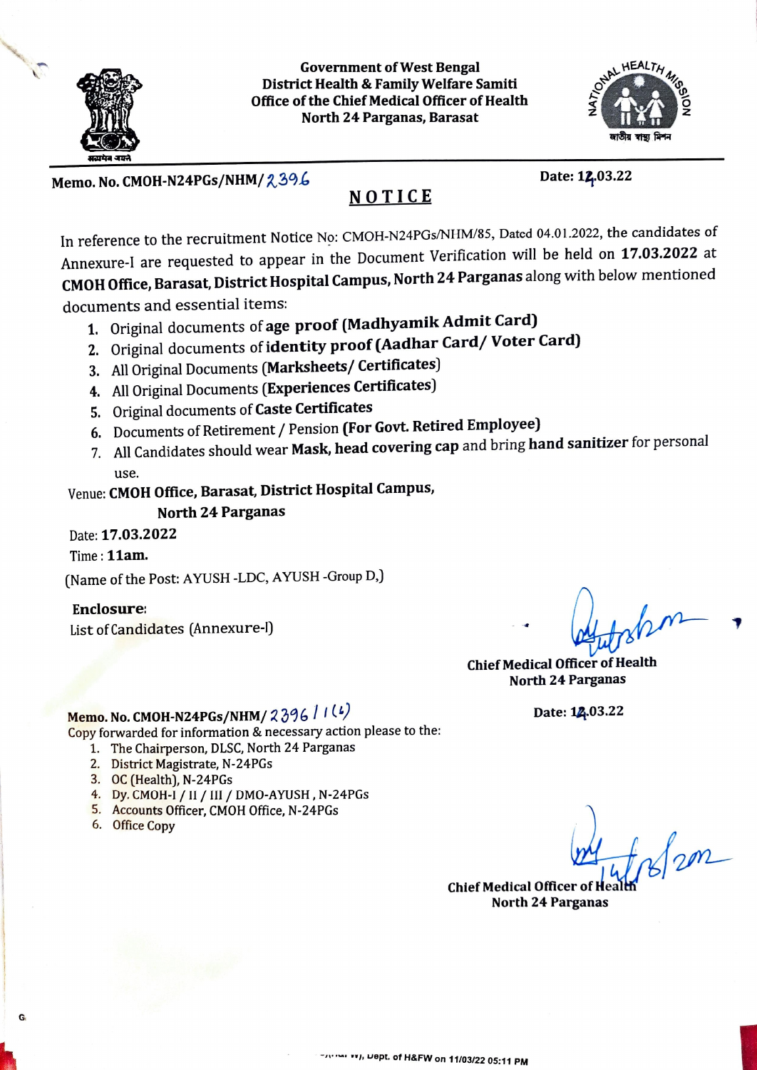Government of West Bengal
District Health & Family Welfare Samiti
Office of the Chief Medical Officer of Health
North 24 Parganas, Barasat

**Memo. No. CMOH-N24PGs/NHM/2396** **Date: 12.03.22**

# NOTICE

In reference to the recruitment Notice No: CMOH-N24PGs/NHM/85, Dated 04.01.2022, the candidates of Annexure-I are requested to appear in the Document Verification will be held on **17.03.2022** at **CMOH Office, Barasat, District Hospital Campus, North 24 Parganas** along with below mentioned documents and essential items:

1. Original documents of **age proof (Madhyamik Admit Card)**
2. Original documents of **identity proof (Aadhar Card/ Voter Card)**
3. All Original Documents **(Marksheets/ Certificates)**
4. All Original Documents **(Experiences Certificates)**
5. Original documents of **Caste Certificates**
6. Documents of Retirement / Pension **(For Govt. Retired Employee)**
7. All Candidates should wear **Mask, head covering cap** and bring **hand sanitizer** for personal use.

Venue: **CMOH Office, Barasat, District Hospital Campus, North 24 Parganas**

Date: **17.03.2022**

Time : **11am.**

(Name of the Post: AYUSH -LDC, AYUSH -Group D,)

**Enclosure:**
List of Candidates (Annexure-I)

**Chief Medical Officer of Health**
**North 24 Parganas**

**Memo. No. CMOH-N24PGs/NHM/2396/1(6)** **Date: 12.03.22**

Copy forwarded for information & necessary action please to the:

1. The Chairperson, DLSC, North 24 Parganas
2. District Magistrate, N-24PGs
3. OC (Health), N-24PGs
4. Dy. CMOH-I / II / III / DMO-AYUSH , N-24PGs
5. Accounts Officer, CMOH Office, N-24PGs
6. Office Copy

14/3/2022

**Chief Medical Officer of Health**
**North 24 Parganas**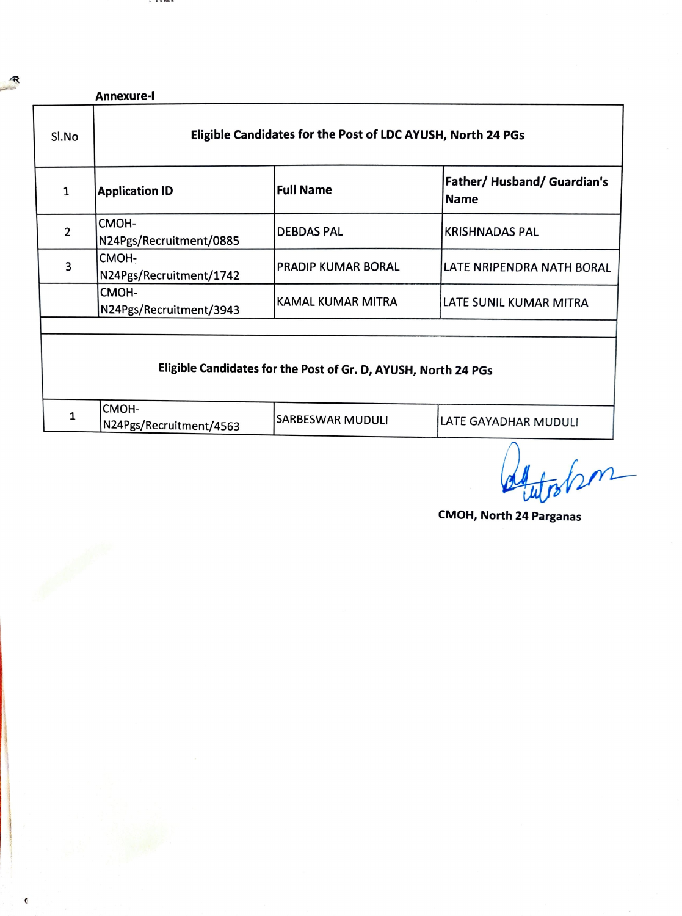Annexure-I

| Sl.No | Eligible Candidates for the Post of LDC AYUSH, North 24 PGs | | |
|---|---|---|---|
| 1 | **Application ID** | **Full Name** | **Father/ Husband/ Guardian's Name** |
| 2 | CMOH-N24Pgs/Recruitment/0885 | DEBDAS PAL | KRISHNADAS PAL |
| 3 | CMOH-N24Pgs/Recruitment/1742 | PRADIP KUMAR BORAL | LATE NRIPENDRA NATH BORAL |
| | CMOH-N24Pgs/Recruitment/3943 | KAMAL KUMAR MITRA | LATE SUNIL KUMAR MITRA |
| | | | |
| | **Eligible Candidates for the Post of Gr. D, AYUSH, North 24 PGs** | | |
| 1 | CMOH-N24Pgs/Recruitment/4563 | SARBESWAR MUDULI | LATE GAYADHAR MUDULI |

CMOH, North 24 Parganas